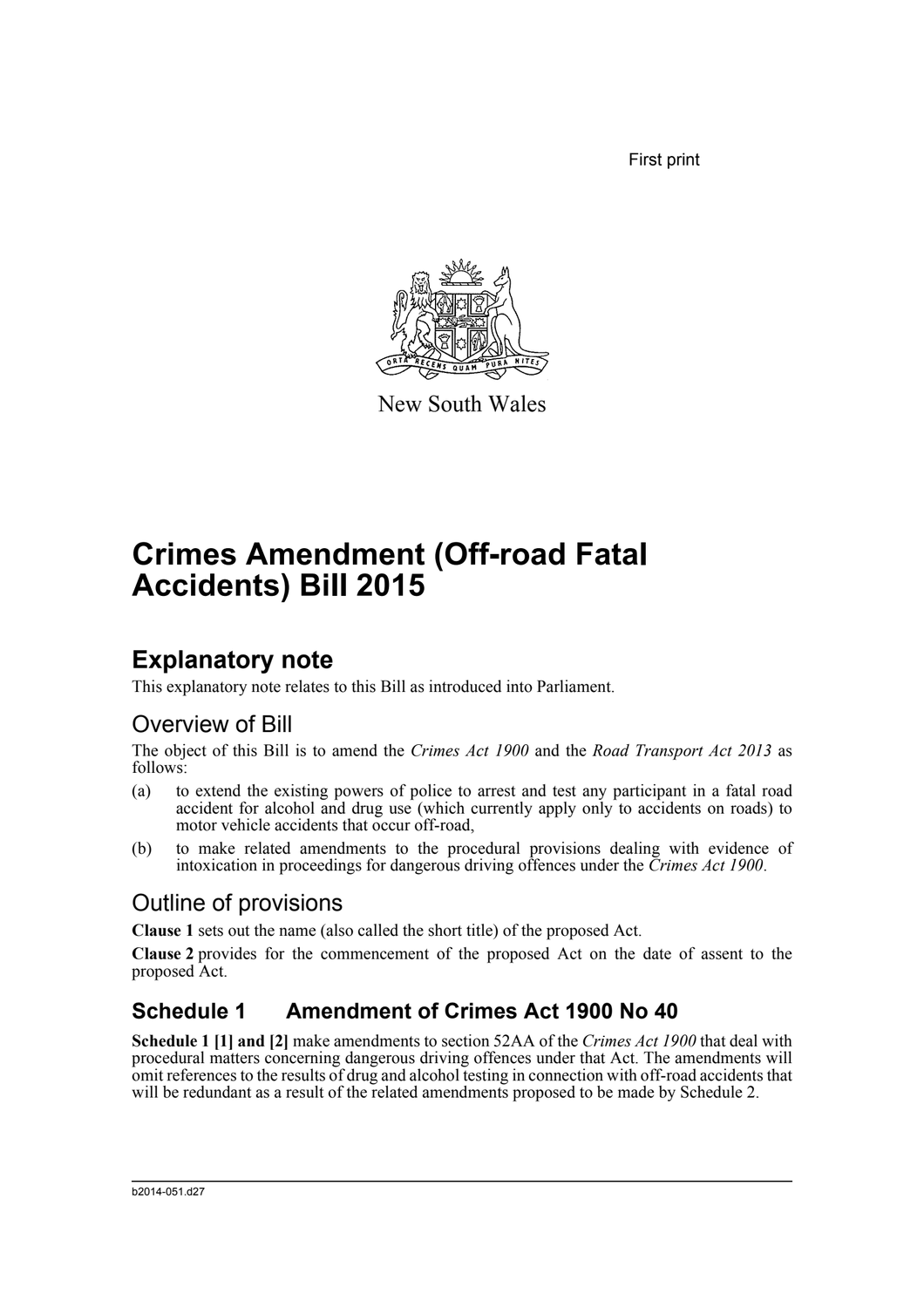First print

New South Wales

# Crimes Amendment (Off-road Fatal Accidents) Bill 2015

## Explanatory note

This explanatory note relates to this Bill as introduced into Parliament.

### Overview of Bill

The object of this Bill is to amend the *Crimes Act 1900* and the *Road Transport Act 2013* as follows:

(a) to extend the existing powers of police to arrest and test any participant in a fatal road accident for alcohol and drug use (which currently apply only to accidents on roads) to motor vehicle accidents that occur off-road,

(b) to make related amendments to the procedural provisions dealing with evidence of intoxication in proceedings for dangerous driving offences under the *Crimes Act 1900*.

### Outline of provisions

**Clause 1** sets out the name (also called the short title) of the proposed Act.

**Clause 2** provides for the commencement of the proposed Act on the date of assent to the proposed Act.

### Schedule 1 Amendment of Crimes Act 1900 No 40

**Schedule 1 [1] and [2]** make amendments to section 52AA of the *Crimes Act 1900* that deal with procedural matters concerning dangerous driving offences under that Act. The amendments will omit references to the results of drug and alcohol testing in connection with off-road accidents that will be redundant as a result of the related amendments proposed to be made by Schedule 2.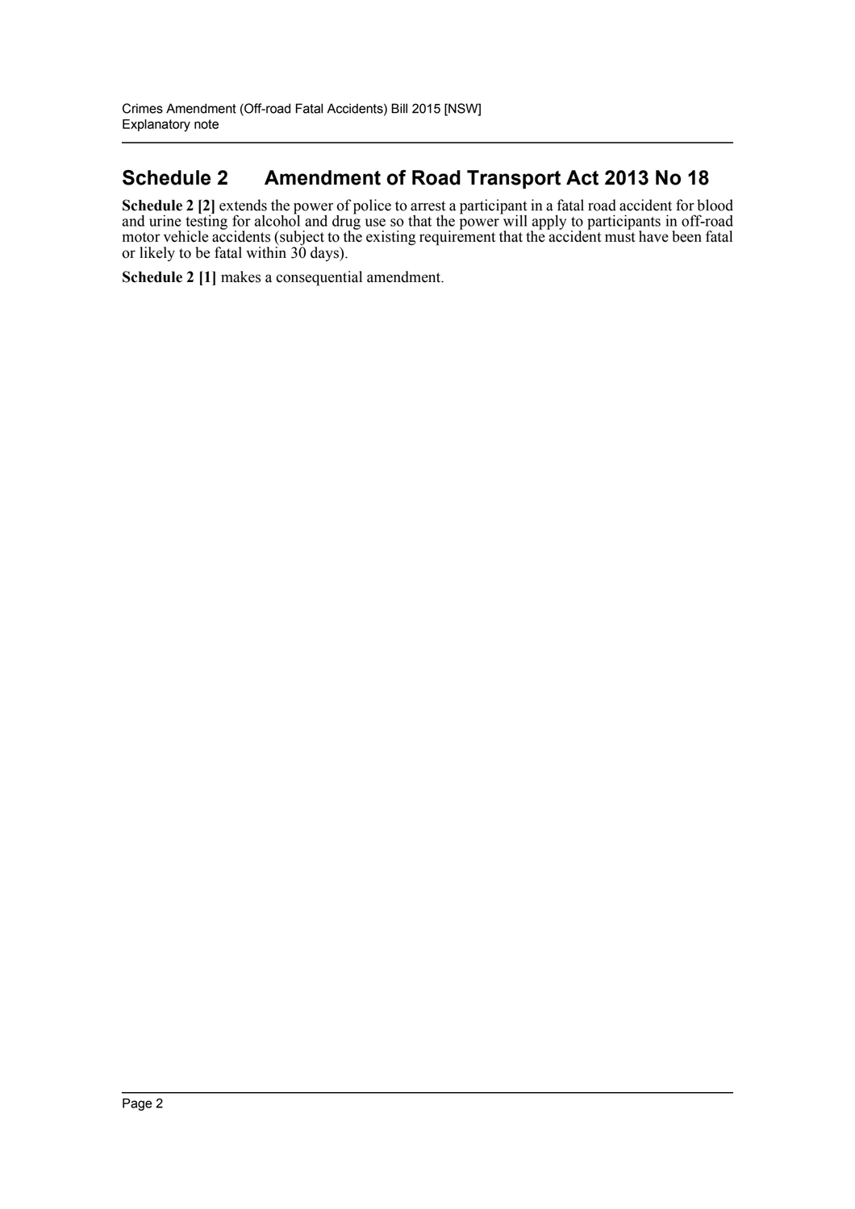## Schedule 2 Amendment of Road Transport Act 2013 No 18

**Schedule 2 [2]** extends the power of police to arrest a participant in a fatal road accident for blood and urine testing for alcohol and drug use so that the power will apply to participants in off-road motor vehicle accidents (subject to the existing requirement that the accident must have been fatal or likely to be fatal within 30 days).

**Schedule 2 [1]** makes a consequential amendment.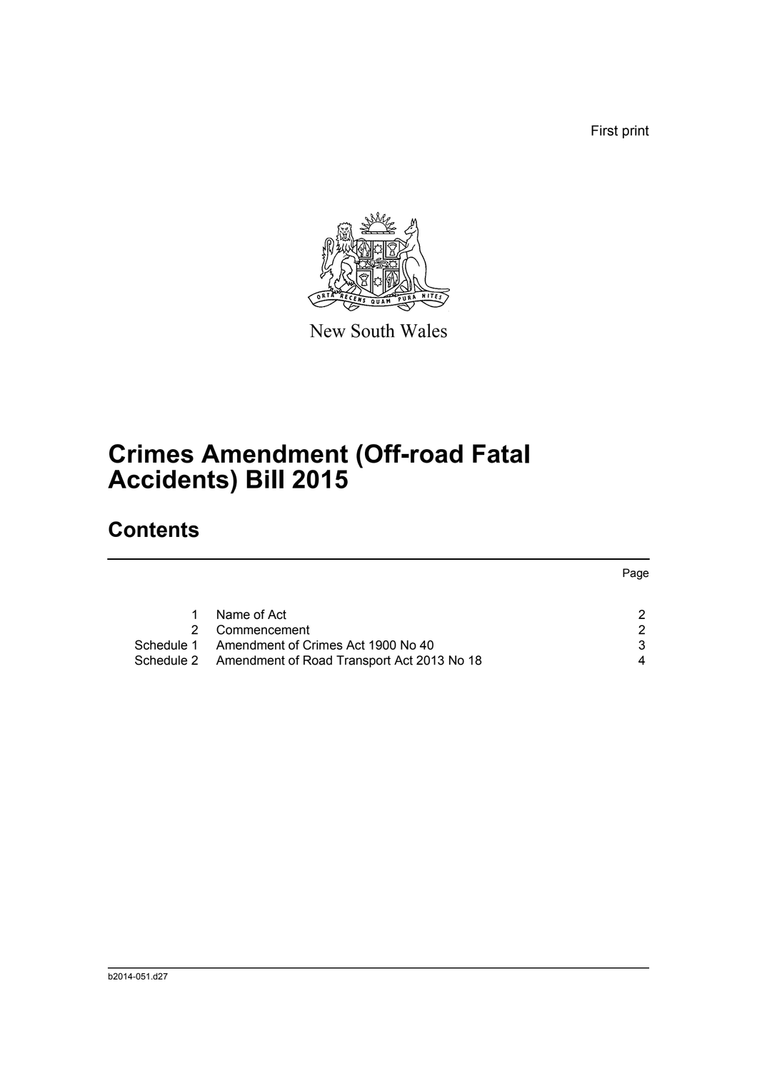First print

New South Wales

# Crimes Amendment (Off-road Fatal Accidents) Bill 2015

## Contents

| | | Page |
|---|---|---|
| 1 | Name of Act | 2 |
| 2 | Commencement | 2 |
| Schedule 1 | Amendment of Crimes Act 1900 No 40 | 3 |
| Schedule 2 | Amendment of Road Transport Act 2013 No 18 | 4 |

b2014-051.d27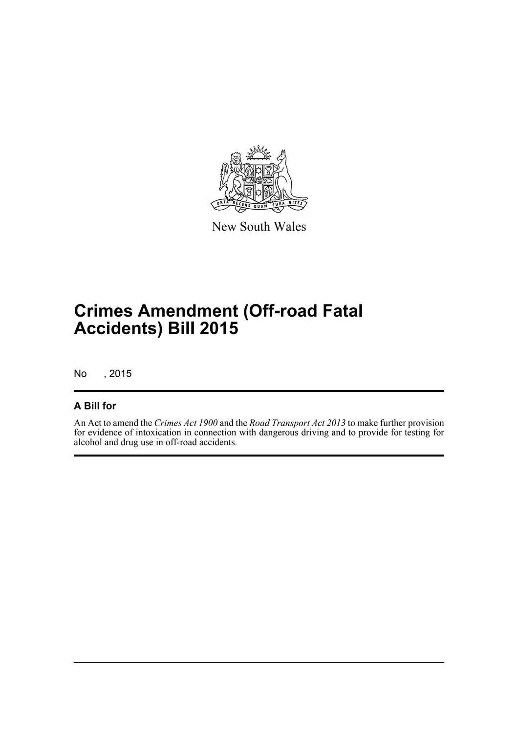New South Wales

# Crimes Amendment (Off-road Fatal Accidents) Bill 2015

No , 2015

## A Bill for

An Act to amend the *Crimes Act 1900* and the *Road Transport Act 2013* to make further provision for evidence of intoxication in connection with dangerous driving and to provide for testing for alcohol and drug use in off-road accidents.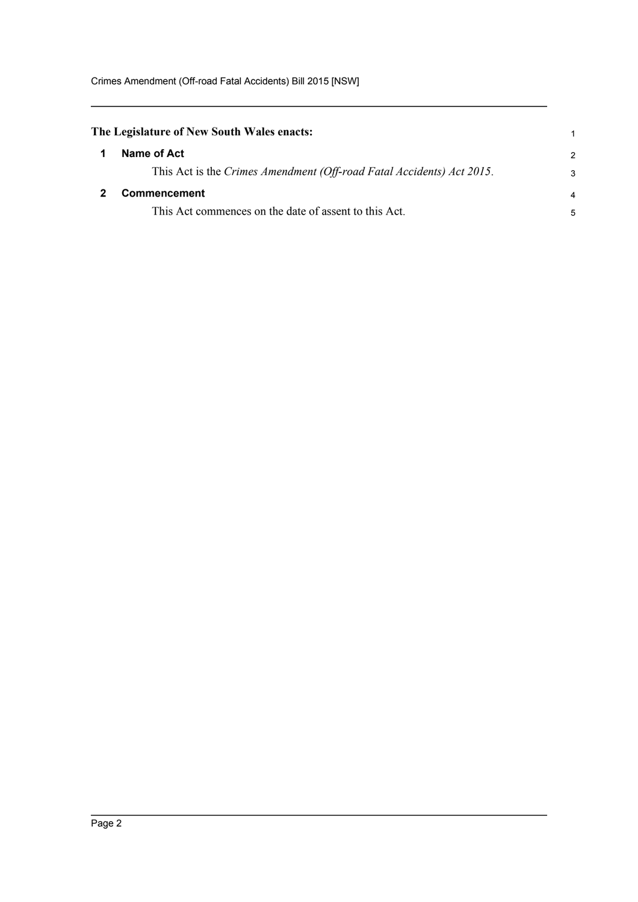**The Legislature of New South Wales enacts:**

## 1 Name of Act

This Act is the *Crimes Amendment (Off-road Fatal Accidents) Act 2015*.

## 2 Commencement

This Act commences on the date of assent to this Act.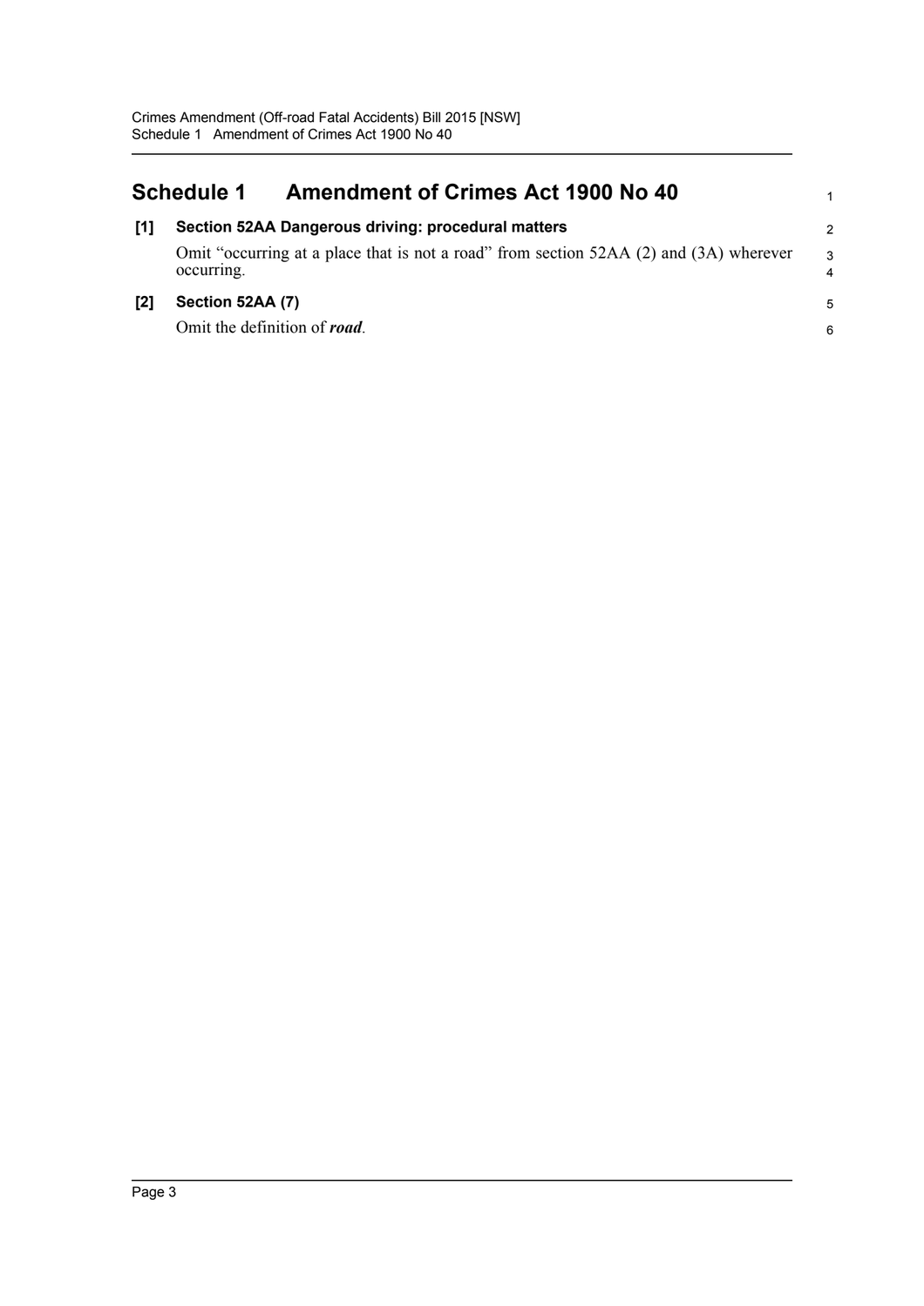# Schedule 1 Amendment of Crimes Act 1900 No 40

**[1] Section 52AA Dangerous driving: procedural matters**

Omit "occurring at a place that is not a road" from section 52AA (2) and (3A) wherever occurring.

**[2] Section 52AA (7)**

Omit the definition of ***road***.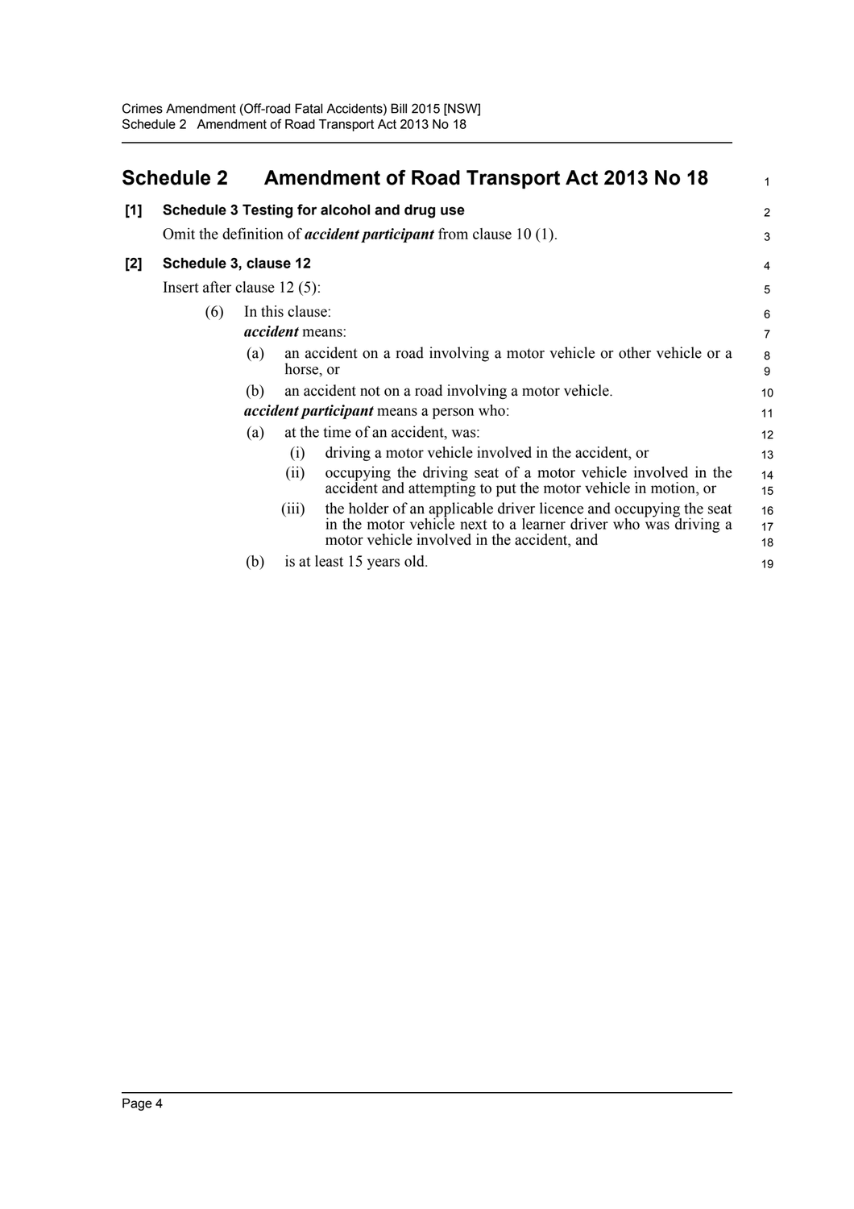## Schedule 2 Amendment of Road Transport Act 2013 No 18

**[1] Schedule 3 Testing for alcohol and drug use**

Omit the definition of ***accident participant*** from clause 10 (1).

**[2] Schedule 3, clause 12**

Insert after clause 12 (5):

(6) In this clause:

***accident*** means:

(a) an accident on a road involving a motor vehicle or other vehicle or a horse, or

(b) an accident not on a road involving a motor vehicle.

***accident participant*** means a person who:

(a) at the time of an accident, was:

(i) driving a motor vehicle involved in the accident, or

(ii) occupying the driving seat of a motor vehicle involved in the accident and attempting to put the motor vehicle in motion, or

(iii) the holder of an applicable driver licence and occupying the seat in the motor vehicle next to a learner driver who was driving a motor vehicle involved in the accident, and

(b) is at least 15 years old.